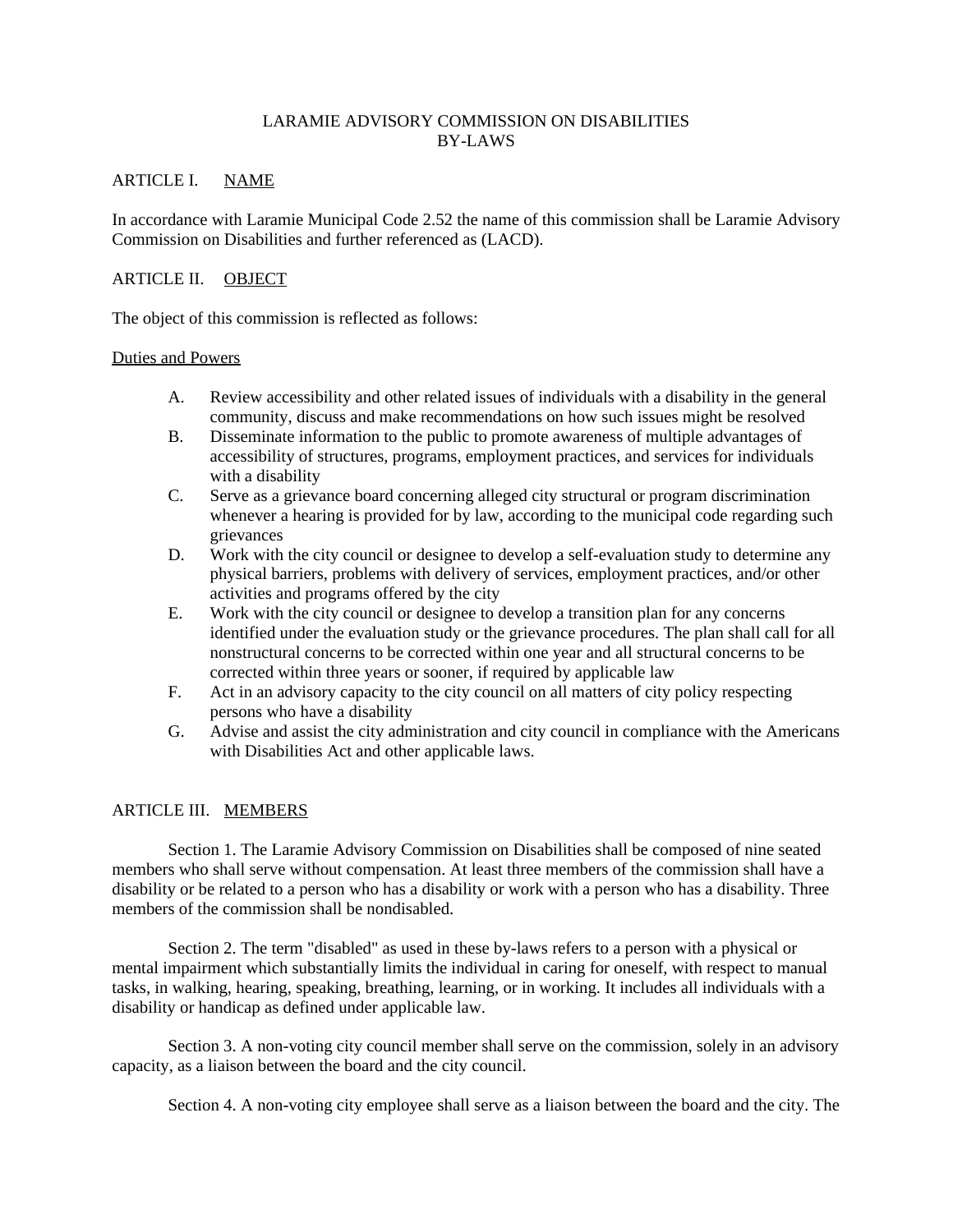# LARAMIE ADVISORY COMMISSION ON DISABILITIES
# BY-LAWS

## ARTICLE I. NAME

In accordance with Laramie Municipal Code 2.52 the name of this commission shall be Laramie Advisory Commission on Disabilities and further referenced as (LACD).

## ARTICLE II. OBJECT

The object of this commission is reflected as follows:

### Duties and Powers

A. Review accessibility and other related issues of individuals with a disability in the general community, discuss and make recommendations on how such issues might be resolved

B. Disseminate information to the public to promote awareness of multiple advantages of accessibility of structures, programs, employment practices, and services for individuals with a disability

C. Serve as a grievance board concerning alleged city structural or program discrimination whenever a hearing is provided for by law, according to the municipal code regarding such grievances

D. Work with the city council or designee to develop a self-evaluation study to determine any physical barriers, problems with delivery of services, employment practices, and/or other activities and programs offered by the city

E. Work with the city council or designee to develop a transition plan for any concerns identified under the evaluation study or the grievance procedures. The plan shall call for all nonstructural concerns to be corrected within one year and all structural concerns to be corrected within three years or sooner, if required by applicable law

F. Act in an advisory capacity to the city council on all matters of city policy respecting persons who have a disability

G. Advise and assist the city administration and city council in compliance with the Americans with Disabilities Act and other applicable laws.

## ARTICLE III. MEMBERS

Section 1. The Laramie Advisory Commission on Disabilities shall be composed of nine seated members who shall serve without compensation. At least three members of the commission shall have a disability or be related to a person who has a disability or work with a person who has a disability. Three members of the commission shall be nondisabled.

Section 2. The term "disabled" as used in these by-laws refers to a person with a physical or mental impairment which substantially limits the individual in caring for oneself, with respect to manual tasks, in walking, hearing, speaking, breathing, learning, or in working. It includes all individuals with a disability or handicap as defined under applicable law.

Section 3. A non-voting city council member shall serve on the commission, solely in an advisory capacity, as a liaison between the board and the city council.

Section 4. A non-voting city employee shall serve as a liaison between the board and the city. The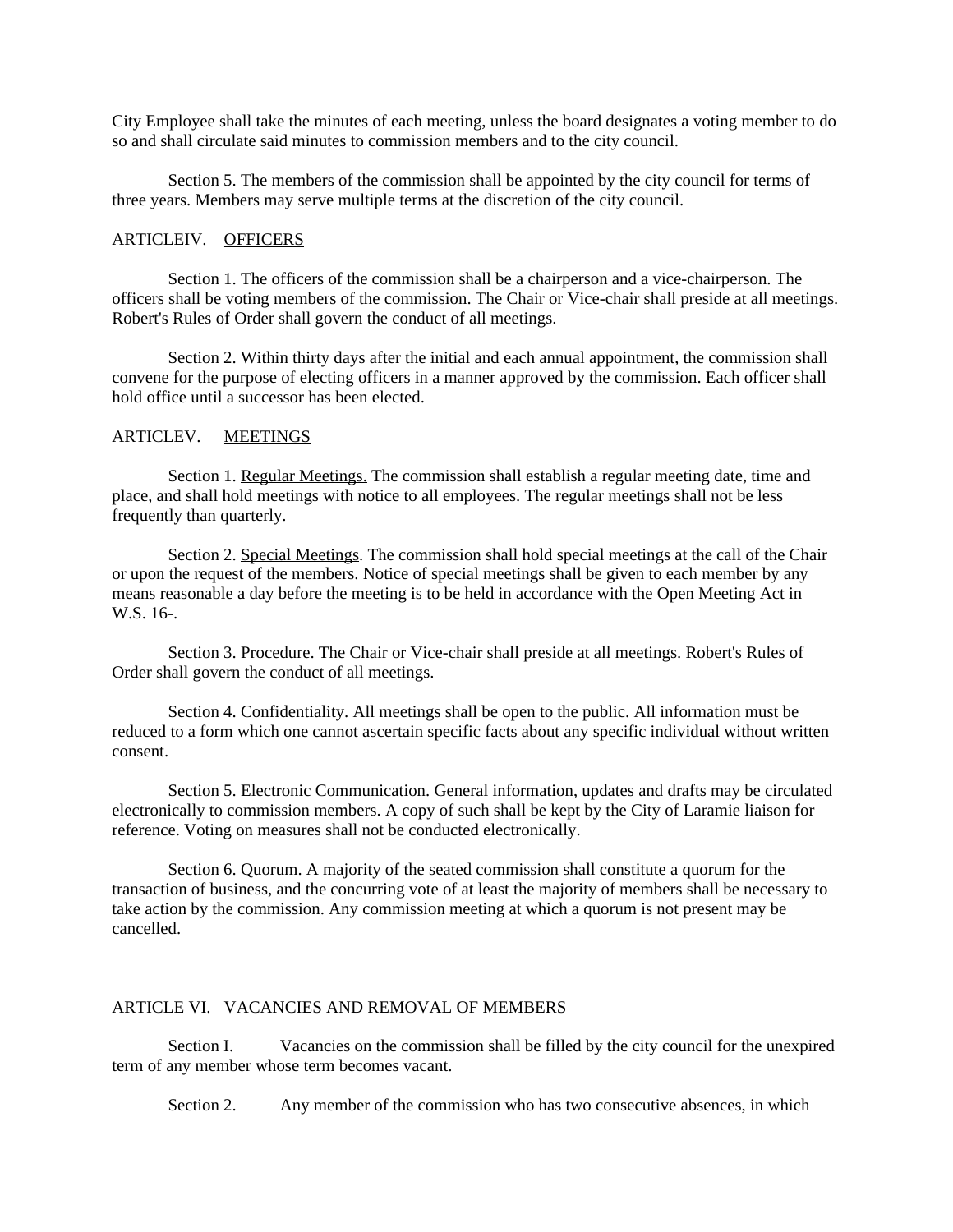City Employee shall take the minutes of each meeting, unless the board designates a voting member to do so and shall circulate said minutes to commission members and to the city council.

Section 5. The members of the commission shall be appointed by the city council for terms of three years. Members may serve multiple terms at the discretion of the city council.

## ARTICLEIV. OFFICERS

Section 1. The officers of the commission shall be a chairperson and a vice-chairperson. The officers shall be voting members of the commission. The Chair or Vice-chair shall preside at all meetings. Robert's Rules of Order shall govern the conduct of all meetings.

Section 2. Within thirty days after the initial and each annual appointment, the commission shall convene for the purpose of electing officers in a manner approved by the commission. Each officer shall hold office until a successor has been elected.

## ARTICLEV. MEETINGS

Section 1. Regular Meetings. The commission shall establish a regular meeting date, time and place, and shall hold meetings with notice to all employees. The regular meetings shall not be less frequently than quarterly.

Section 2. Special Meetings. The commission shall hold special meetings at the call of the Chair or upon the request of the members. Notice of special meetings shall be given to each member by any means reasonable a day before the meeting is to be held in accordance with the Open Meeting Act in W.S. 16-.

Section 3. Procedure. The Chair or Vice-chair shall preside at all meetings. Robert's Rules of Order shall govern the conduct of all meetings.

Section 4. Confidentiality. All meetings shall be open to the public. All information must be reduced to a form which one cannot ascertain specific facts about any specific individual without written consent.

Section 5. Electronic Communication. General information, updates and drafts may be circulated electronically to commission members. A copy of such shall be kept by the City of Laramie liaison for reference. Voting on measures shall not be conducted electronically.

Section 6. Quorum. A majority of the seated commission shall constitute a quorum for the transaction of business, and the concurring vote of at least the majority of members shall be necessary to take action by the commission. Any commission meeting at which a quorum is not present may be cancelled.

## ARTICLE VI. VACANCIES AND REMOVAL OF MEMBERS

Section I. Vacancies on the commission shall be filled by the city council for the unexpired term of any member whose term becomes vacant.

Section 2. Any member of the commission who has two consecutive absences, in which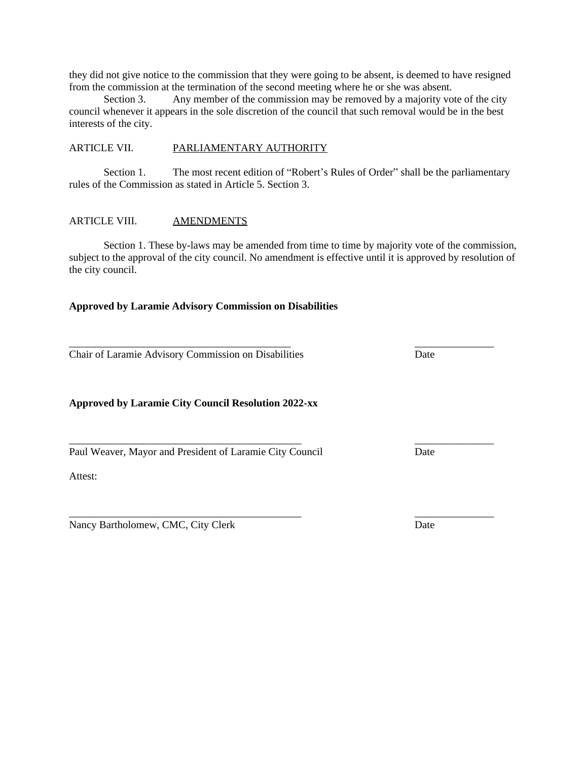they did not give notice to the commission that they were going to be absent, is deemed to have resigned from the commission at the termination of the second meeting where he or she was absent.

Section 3. Any member of the commission may be removed by a majority vote of the city council whenever it appears in the sole discretion of the council that such removal would be in the best interests of the city.

ARTICLE VII. PARLIAMENTARY AUTHORITY

Section 1. The most recent edition of "Robert's Rules of Order" shall be the parliamentary rules of the Commission as stated in Article 5. Section 3.

ARTICLE VIII. AMENDMENTS

Section 1. These by-laws may be amended from time to time by majority vote of the commission, subject to the approval of the city council. No amendment is effective until it is approved by resolution of the city council.

**Approved by Laramie Advisory Commission on Disabilities**

___________________________________________ _______________

Chair of Laramie Advisory Commission on Disabilities Date

**Approved by Laramie City Council Resolution 2022-xx**

_____________________________________________ _______________

Paul Weaver, Mayor and President of Laramie City Council Date

Attest:

_____________________________________________ _______________

Nancy Bartholomew, CMC, City Clerk Date